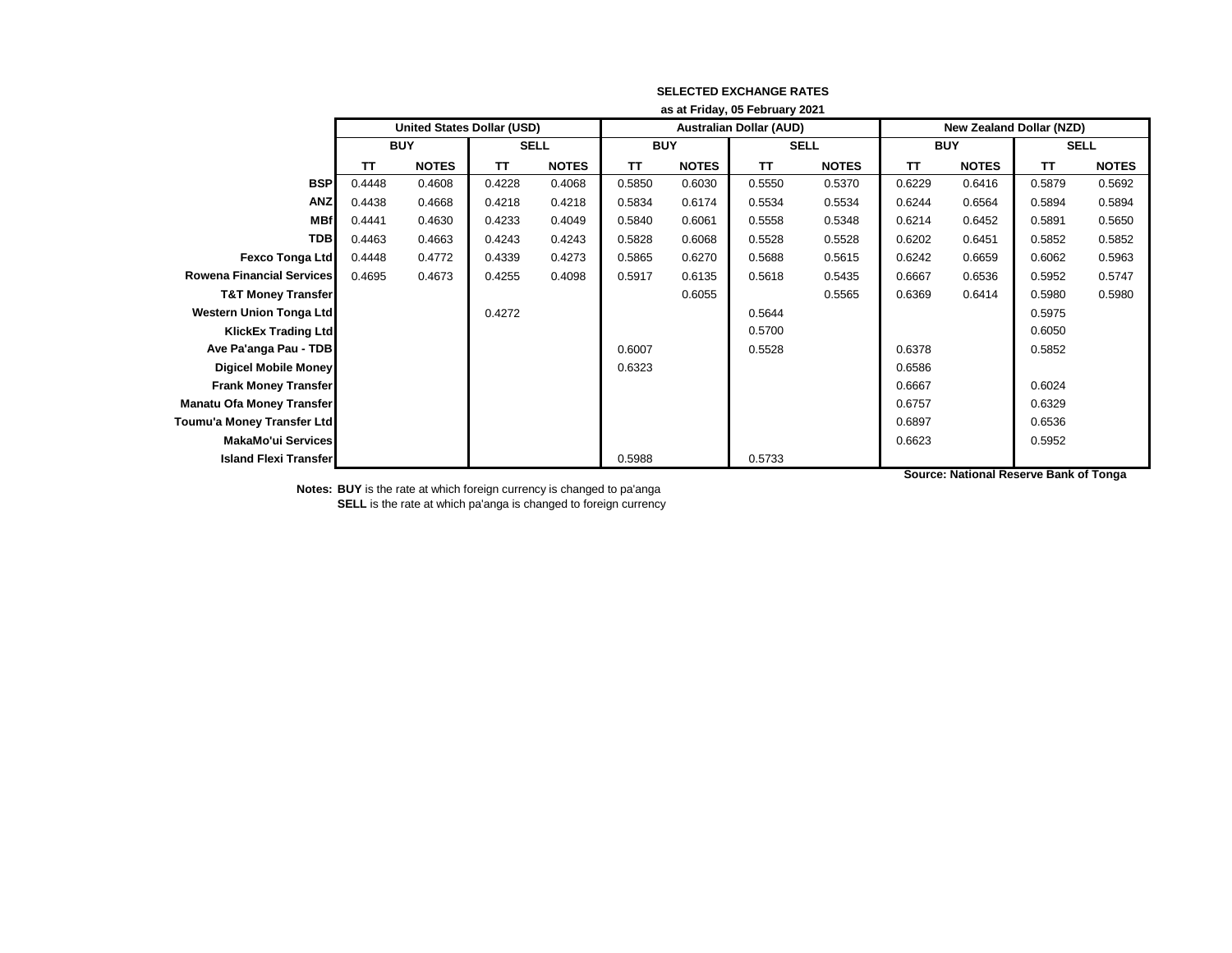**SELECTED EXCHANGE RATES**

**as at Friday, 05 February 2021**

| | United States Dollar (USD) | | | | Australian Dollar (AUD) | | | | New Zealand Dollar (NZD) | | | |
|---|---|---|---|---|---|---|---|---|---|---|---|---|
| | BUY | | SELL | | BUY | | SELL | | BUY | | SELL | |
| | TT | NOTES | TT | NOTES | TT | NOTES | TT | NOTES | TT | NOTES | TT | NOTES |
| **BSP** | 0.4448 | 0.4608 | 0.4228 | 0.4068 | 0.5850 | 0.6030 | 0.5550 | 0.5370 | 0.6229 | 0.6416 | 0.5879 | 0.5692 |
| **ANZ** | 0.4438 | 0.4668 | 0.4218 | 0.4218 | 0.5834 | 0.6174 | 0.5534 | 0.5534 | 0.6244 | 0.6564 | 0.5894 | 0.5894 |
| **MBf** | 0.4441 | 0.4630 | 0.4233 | 0.4049 | 0.5840 | 0.6061 | 0.5558 | 0.5348 | 0.6214 | 0.6452 | 0.5891 | 0.5650 |
| **TDB** | 0.4463 | 0.4663 | 0.4243 | 0.4243 | 0.5828 | 0.6068 | 0.5528 | 0.5528 | 0.6202 | 0.6451 | 0.5852 | 0.5852 |
| **Fexco Tonga Ltd** | 0.4448 | 0.4772 | 0.4339 | 0.4273 | 0.5865 | 0.6270 | 0.5688 | 0.5615 | 0.6242 | 0.6659 | 0.6062 | 0.5963 |
| **Rowena Financial Services** | 0.4695 | 0.4673 | 0.4255 | 0.4098 | 0.5917 | 0.6135 | 0.5618 | 0.5435 | 0.6667 | 0.6536 | 0.5952 | 0.5747 |
| **T&T Money Transfer** | | | | | | 0.6055 | | 0.5565 | 0.6369 | 0.6414 | 0.5980 | 0.5980 |
| **Western Union Tonga Ltd** | | | 0.4272 | | | | 0.5644 | | | | 0.5975 | |
| **KlickEx Trading Ltd** | | | | | | | 0.5700 | | | | 0.6050 | |
| **Ave Pa'anga Pau - TDB** | | | | | 0.6007 | | 0.5528 | | 0.6378 | | 0.5852 | |
| **Digicel Mobile Money** | | | | | 0.6323 | | | | 0.6586 | | | |
| **Frank Money Transfer** | | | | | | | | | 0.6667 | | 0.6024 | |
| **Manatu Ofa Money Transfer** | | | | | | | | | 0.6757 | | 0.6329 | |
| **Toumu'a Money Transfer Ltd** | | | | | | | | | 0.6897 | | 0.6536 | |
| **MakaMo'ui Services** | | | | | | | | | 0.6623 | | 0.5952 | |
| **Island Flexi Transfer** | | | | | 0.5988 | | 0.5733 | | | | | |

**Source: National Reserve Bank of Tonga**

**Notes:** **BUY** is the rate at which foreign currency is changed to pa'anga
**SELL** is the rate at which pa'anga is changed to foreign currency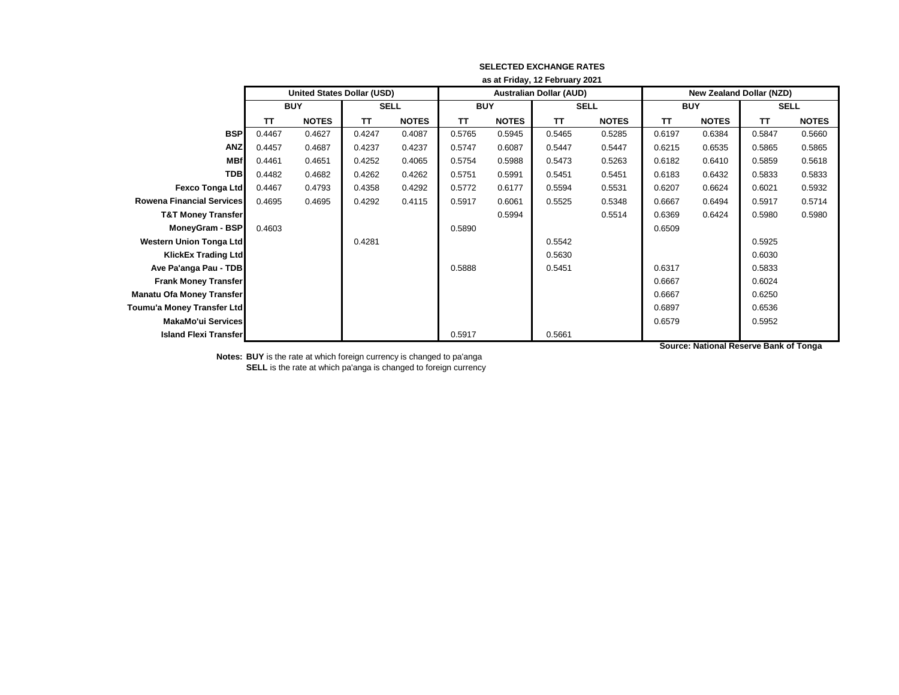**SELECTED EXCHANGE RATES**

**as at Friday, 12 February 2021**

| | United States Dollar (USD) | | | | Australian Dollar (AUD) | | | | New Zealand Dollar (NZD) | | | |
|---|---|---|---|---|---|---|---|---|---|---|---|---|
| | BUY | | SELL | | BUY | | SELL | | BUY | | SELL | |
| | TT | NOTES | TT | NOTES | TT | NOTES | TT | NOTES | TT | NOTES | TT | NOTES |
| **BSP** | 0.4467 | 0.4627 | 0.4247 | 0.4087 | 0.5765 | 0.5945 | 0.5465 | 0.5285 | 0.6197 | 0.6384 | 0.5847 | 0.5660 |
| **ANZ** | 0.4457 | 0.4687 | 0.4237 | 0.4237 | 0.5747 | 0.6087 | 0.5447 | 0.5447 | 0.6215 | 0.6535 | 0.5865 | 0.5865 |
| **MBf** | 0.4461 | 0.4651 | 0.4252 | 0.4065 | 0.5754 | 0.5988 | 0.5473 | 0.5263 | 0.6182 | 0.6410 | 0.5859 | 0.5618 |
| **TDB** | 0.4482 | 0.4682 | 0.4262 | 0.4262 | 0.5751 | 0.5991 | 0.5451 | 0.5451 | 0.6183 | 0.6432 | 0.5833 | 0.5833 |
| **Fexco Tonga Ltd** | 0.4467 | 0.4793 | 0.4358 | 0.4292 | 0.5772 | 0.6177 | 0.5594 | 0.5531 | 0.6207 | 0.6624 | 0.6021 | 0.5932 |
| **Rowena Financial Services** | 0.4695 | 0.4695 | 0.4292 | 0.4115 | 0.5917 | 0.6061 | 0.5525 | 0.5348 | 0.6667 | 0.6494 | 0.5917 | 0.5714 |
| **T&T Money Transfer** | | | | | | 0.5994 | | 0.5514 | 0.6369 | 0.6424 | 0.5980 | 0.5980 |
| **MoneyGram - BSP** | 0.4603 | | | | 0.5890 | | | | 0.6509 | | | |
| **Western Union Tonga Ltd** | | | 0.4281 | | | | 0.5542 | | | | 0.5925 | |
| **KlickEx Trading Ltd** | | | | | | | 0.5630 | | | | 0.6030 | |
| **Ave Pa'anga Pau - TDB** | | | | | 0.5888 | | 0.5451 | | 0.6317 | | 0.5833 | |
| **Frank Money Transfer** | | | | | | | | | 0.6667 | | 0.6024 | |
| **Manatu Ofa Money Transfer** | | | | | | | | | 0.6667 | | 0.6250 | |
| **Toumu'a Money Transfer Ltd** | | | | | | | | | 0.6897 | | 0.6536 | |
| **MakaMo'ui Services** | | | | | | | | | 0.6579 | | 0.5952 | |
| **Island Flexi Transfer** | | | | | 0.5917 | | 0.5661 | | | | | |

**Source: National Reserve Bank of Tonga**

**Notes:** **BUY** is the rate at which foreign currency is changed to pa'anga
**SELL** is the rate at which pa'anga is changed to foreign currency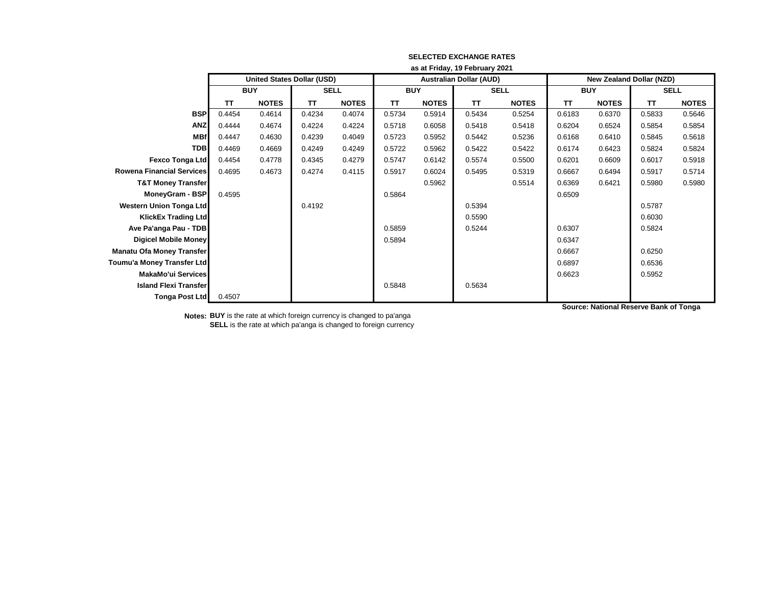**SELECTED EXCHANGE RATES**

**as at Friday, 19 February 2021**

| | United States Dollar (USD) | | | | Australian Dollar (AUD) | | | | New Zealand Dollar (NZD) | | | |
|---|---|---|---|---|---|---|---|---|---|---|---|---|
| | BUY | | SELL | | BUY | | SELL | | BUY | | SELL | |
| | TT | NOTES | TT | NOTES | TT | NOTES | TT | NOTES | TT | NOTES | TT | NOTES |
| **BSP** | 0.4454 | 0.4614 | 0.4234 | 0.4074 | 0.5734 | 0.5914 | 0.5434 | 0.5254 | 0.6183 | 0.6370 | 0.5833 | 0.5646 |
| **ANZ** | 0.4444 | 0.4674 | 0.4224 | 0.4224 | 0.5718 | 0.6058 | 0.5418 | 0.5418 | 0.6204 | 0.6524 | 0.5854 | 0.5854 |
| **MBf** | 0.4447 | 0.4630 | 0.4239 | 0.4049 | 0.5723 | 0.5952 | 0.5442 | 0.5236 | 0.6168 | 0.6410 | 0.5845 | 0.5618 |
| **TDB** | 0.4469 | 0.4669 | 0.4249 | 0.4249 | 0.5722 | 0.5962 | 0.5422 | 0.5422 | 0.6174 | 0.6423 | 0.5824 | 0.5824 |
| **Fexco Tonga Ltd** | 0.4454 | 0.4778 | 0.4345 | 0.4279 | 0.5747 | 0.6142 | 0.5574 | 0.5500 | 0.6201 | 0.6609 | 0.6017 | 0.5918 |
| **Rowena Financial Services** | 0.4695 | 0.4673 | 0.4274 | 0.4115 | 0.5917 | 0.6024 | 0.5495 | 0.5319 | 0.6667 | 0.6494 | 0.5917 | 0.5714 |
| **T&T Money Transfer** | | | | | | 0.5962 | | 0.5514 | 0.6369 | 0.6421 | 0.5980 | 0.5980 |
| **MoneyGram - BSP** | 0.4595 | | | | 0.5864 | | | | 0.6509 | | | |
| **Western Union Tonga Ltd** | | | 0.4192 | | | | 0.5394 | | | | 0.5787 | |
| **KlickEx Trading Ltd** | | | | | | | 0.5590 | | | | 0.6030 | |
| **Ave Pa'anga Pau - TDB** | | | | | 0.5859 | | 0.5244 | | 0.6307 | | 0.5824 | |
| **Digicel Mobile Money** | | | | | 0.5894 | | | | 0.6347 | | | |
| **Manatu Ofa Money Transfer** | | | | | | | | | 0.6667 | | 0.6250 | |
| **Toumu'a Money Transfer Ltd** | | | | | | | | | 0.6897 | | 0.6536 | |
| **MakaMo'ui Services** | | | | | | | | | 0.6623 | | 0.5952 | |
| **Island Flexi Transfer** | | | | | 0.5848 | | 0.5634 | | | | | |
| **Tonga Post Ltd** | 0.4507 | | | | | | | | | | | |

**Source: National Reserve Bank of Tonga**

**Notes:** **BUY** is the rate at which foreign currency is changed to pa'anga
**SELL** is the rate at which pa'anga is changed to foreign currency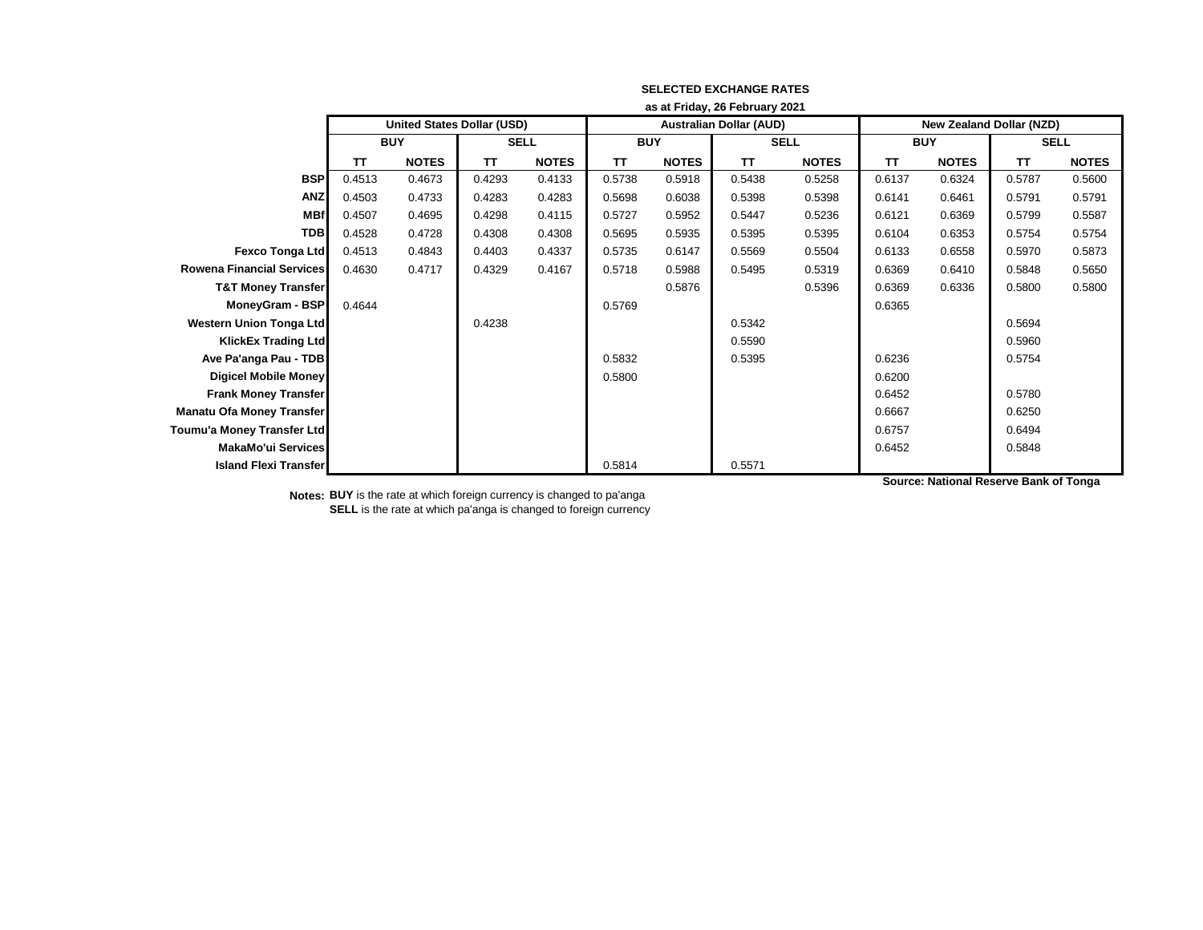**SELECTED EXCHANGE RATES**

**as at Friday, 26 February 2021**

| | United States Dollar (USD) | | | | Australian Dollar (AUD) | | | | New Zealand Dollar (NZD) | | | |
|---|---|---|---|---|---|---|---|---|---|---|---|---|
| | BUY | | SELL | | BUY | | SELL | | BUY | | SELL | |
| | TT | NOTES | TT | NOTES | TT | NOTES | TT | NOTES | TT | NOTES | TT | NOTES |
| **BSP** | 0.4513 | 0.4673 | 0.4293 | 0.4133 | 0.5738 | 0.5918 | 0.5438 | 0.5258 | 0.6137 | 0.6324 | 0.5787 | 0.5600 |
| **ANZ** | 0.4503 | 0.4733 | 0.4283 | 0.4283 | 0.5698 | 0.6038 | 0.5398 | 0.5398 | 0.6141 | 0.6461 | 0.5791 | 0.5791 |
| **MBf** | 0.4507 | 0.4695 | 0.4298 | 0.4115 | 0.5727 | 0.5952 | 0.5447 | 0.5236 | 0.6121 | 0.6369 | 0.5799 | 0.5587 |
| **TDB** | 0.4528 | 0.4728 | 0.4308 | 0.4308 | 0.5695 | 0.5935 | 0.5395 | 0.5395 | 0.6104 | 0.6353 | 0.5754 | 0.5754 |
| **Fexco Tonga Ltd** | 0.4513 | 0.4843 | 0.4403 | 0.4337 | 0.5735 | 0.6147 | 0.5569 | 0.5504 | 0.6133 | 0.6558 | 0.5970 | 0.5873 |
| **Rowena Financial Services** | 0.4630 | 0.4717 | 0.4329 | 0.4167 | 0.5718 | 0.5988 | 0.5495 | 0.5319 | 0.6369 | 0.6410 | 0.5848 | 0.5650 |
| **T&T Money Transfer** | | | | | | 0.5876 | | 0.5396 | 0.6369 | 0.6336 | 0.5800 | 0.5800 |
| **MoneyGram - BSP** | 0.4644 | | | | 0.5769 | | | | 0.6365 | | | |
| **Western Union Tonga Ltd** | | | 0.4238 | | | | 0.5342 | | | | 0.5694 | |
| **KlickEx Trading Ltd** | | | | | | | 0.5590 | | | | 0.5960 | |
| **Ave Pa'anga Pau - TDB** | | | | | 0.5832 | | 0.5395 | | 0.6236 | | 0.5754 | |
| **Digicel Mobile Money** | | | | | 0.5800 | | | | 0.6200 | | | |
| **Frank Money Transfer** | | | | | | | | | 0.6452 | | 0.5780 | |
| **Manatu Ofa Money Transfer** | | | | | | | | | 0.6667 | | 0.6250 | |
| **Toumu'a Money Transfer Ltd** | | | | | | | | | 0.6757 | | 0.6494 | |
| **MakaMo'ui Services** | | | | | | | | | 0.6452 | | 0.5848 | |
| **Island Flexi Transfer** | | | | | 0.5814 | | 0.5571 | | | | | |

**Source: National Reserve Bank of Tonga**

**Notes:** **BUY** is the rate at which foreign currency is changed to pa'anga
**SELL** is the rate at which pa'anga is changed to foreign currency